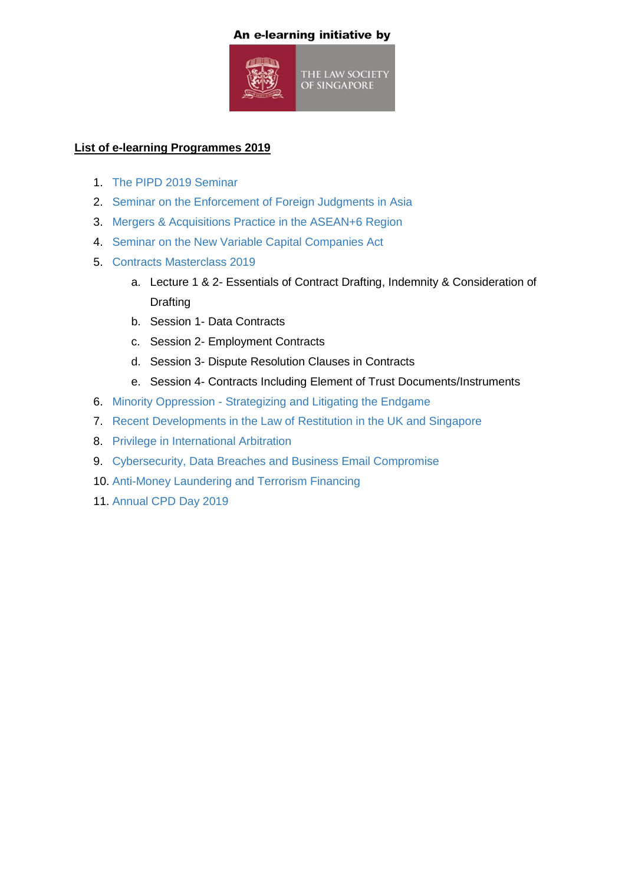An e-learning initiative by

THE LAW SOCIETY OF SINGAPORE

**List of e-learning Programmes 2019**

1. The PIPD 2019 Seminar
2. Seminar on the Enforcement of Foreign Judgments in Asia
3. Mergers & Acquisitions Practice in the ASEAN+6 Region
4. Seminar on the New Variable Capital Companies Act
5. Contracts Masterclass 2019
    a. Lecture 1 & 2- Essentials of Contract Drafting, Indemnity & Consideration of Drafting
    b. Session 1- Data Contracts
    c. Session 2- Employment Contracts
    d. Session 3- Dispute Resolution Clauses in Contracts
    e. Session 4- Contracts Including Element of Trust Documents/Instruments
6. Minority Oppression - Strategizing and Litigating the Endgame
7. Recent Developments in the Law of Restitution in the UK and Singapore
8. Privilege in International Arbitration
9. Cybersecurity, Data Breaches and Business Email Compromise
10. Anti-Money Laundering and Terrorism Financing
11. Annual CPD Day 2019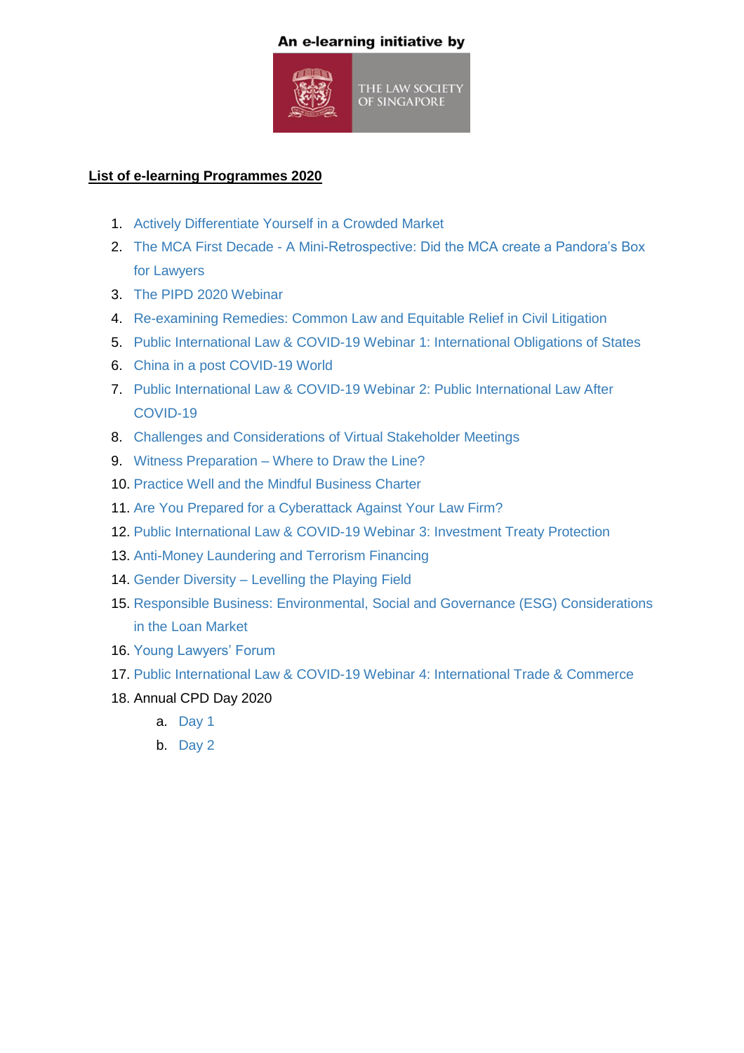An e-learning initiative by

THE LAW SOCIETY OF SINGAPORE

**List of e-learning Programmes 2020**

1. Actively Differentiate Yourself in a Crowded Market
2. The MCA First Decade - A Mini-Retrospective: Did the MCA create a Pandora's Box for Lawyers
3. The PIPD 2020 Webinar
4. Re-examining Remedies: Common Law and Equitable Relief in Civil Litigation
5. Public International Law & COVID-19 Webinar 1: International Obligations of States
6. China in a post COVID-19 World
7. Public International Law & COVID-19 Webinar 2: Public International Law After COVID-19
8. Challenges and Considerations of Virtual Stakeholder Meetings
9. Witness Preparation – Where to Draw the Line?
10. Practice Well and the Mindful Business Charter
11. Are You Prepared for a Cyberattack Against Your Law Firm?
12. Public International Law & COVID-19 Webinar 3: Investment Treaty Protection
13. Anti-Money Laundering and Terrorism Financing
14. Gender Diversity – Levelling the Playing Field
15. Responsible Business: Environmental, Social and Governance (ESG) Considerations in the Loan Market
16. Young Lawyers' Forum
17. Public International Law & COVID-19 Webinar 4: International Trade & Commerce
18. Annual CPD Day 2020
    a. Day 1
    b. Day 2